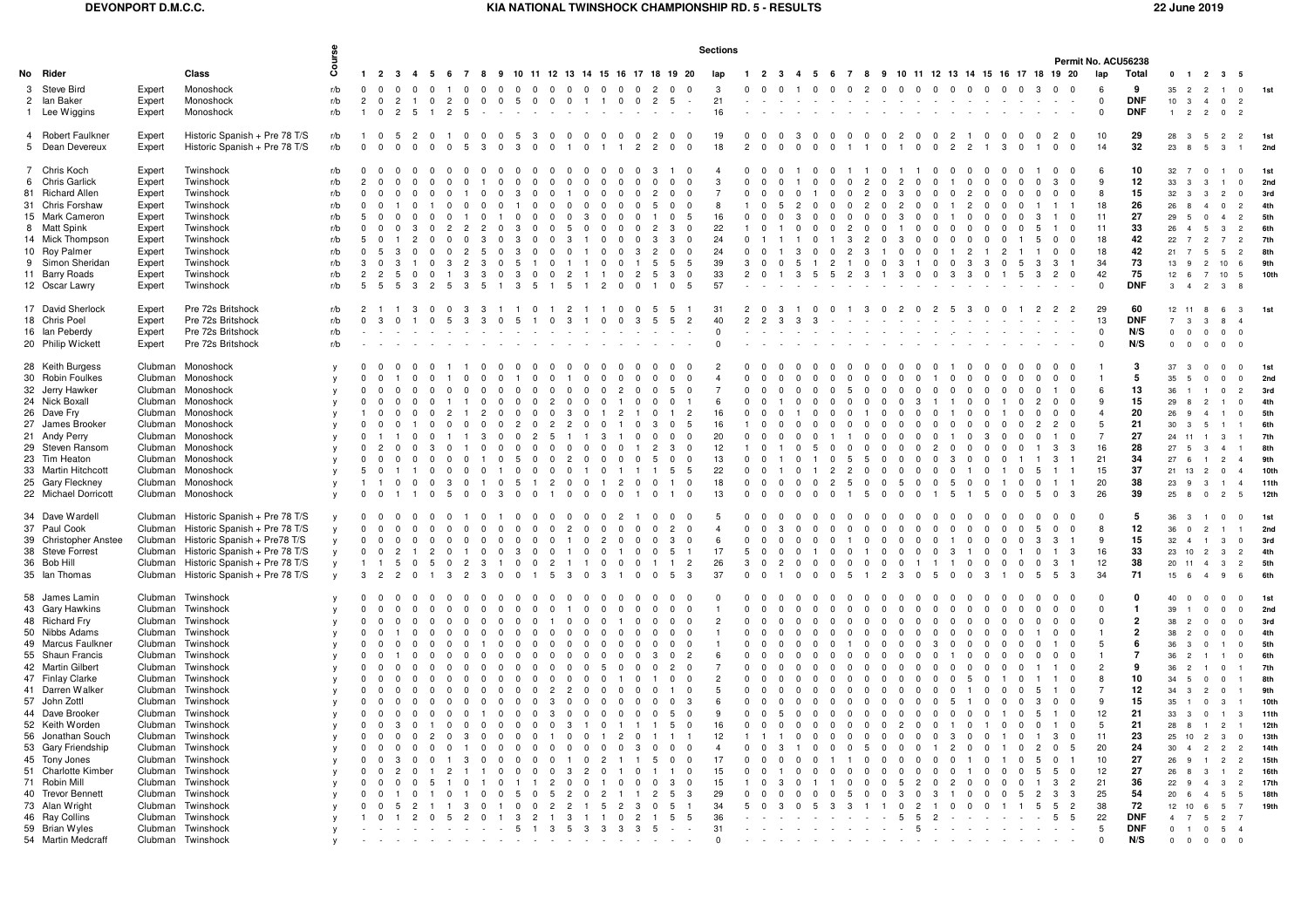# DEVONPORT D.M.C.C.

## KIA NATIONAL TWINSHOCK CHAMPIONSHIP RD. 5 - RESULTS

22 June 2019

Permit No. ACU56238

| No | Rider | | Class | Course | 1 | 2 | 3 | 4 | 5 | 6 | 7 | 8 | 9 | 10 | 11 | 12 | 13 | 14 | 15 | 16 | 17 | 18 | 19 | 20 | lap | 1 | 2 | 3 | 4 | 5 | 6 | 7 | 8 | 9 | 10 | 11 | 12 | 13 | 14 | 15 | 16 | 17 | 18 | 19 | 20 | lap | Total | 0 | 1 | 2 | 3 | 5 | |
|---|---|---|---|---|---|---|---|---|---|---|---|---|---|---|---|---|---|---|---|---|---|---|---|---|---|---|---|---|---|---|---|---|---|---|---|---|---|---|---|---|---|---|---|---|---|---|---|---|---|---|---|---|---|
| 3 | Steve Bird | Expert | Monoshock | r/b | 0 | 0 | 0 | 0 | 0 | 1 | 0 | 0 | 0 | 0 | 0 | 0 | 0 | 0 | 0 | 0 | 0 | 2 | 0 | 0 | 3 | 0 | 0 | 0 | 1 | 0 | 0 | 0 | 2 | 0 | 0 | 0 | 0 | 0 | 0 | 0 | 0 | 0 | 3 | 0 | 0 | 6 | 9 | 35 | 2 | 2 | 1 | 0 | 1st |
| 2 | Ian Baker | Expert | Monoshock | r/b | 2 | 0 | 2 | 1 | 0 | 2 | 0 | 0 | 0 | 5 | 0 | 0 | 0 | 1 | 1 | 0 | 0 | 2 | 5 | - | 21 | - | - | - | - | - | - | - | - | - | - | - | - | - | - | - | - | - | - | - | - | 0 | DNF | 10 | 3 | 4 | 0 | 2 | |
| 1 | Lee Wiggins | Expert | Monoshock | r/b | 1 | 0 | 2 | 5 | 1 | 2 | 5 | - | - | - | - | - | - | - | - | - | - | - | - | - | 16 | - | - | - | - | - | - | - | - | - | - | - | - | - | - | - | - | - | - | - | - | 0 | DNF | 1 | 2 | 2 | 0 | 2 | |
| 4 | Robert Faulkner | Expert | Historic Spanish + Pre 78 T/S | r/b | 1 | 0 | 5 | 2 | 0 | 1 | 0 | 0 | 0 | 5 | 3 | 0 | 0 | 0 | 0 | 0 | 0 | 2 | 0 | 0 | 19 | 0 | 0 | 0 | 3 | 0 | 0 | 0 | 0 | 0 | 2 | 0 | 0 | 2 | 1 | 0 | 0 | 0 | 0 | 2 | 0 | 10 | 29 | 28 | 3 | 5 | 2 | 2 | 1st |
| 5 | Dean Devereux | Expert | Historic Spanish + Pre 78 T/S | r/b | 0 | 0 | 0 | 0 | 0 | 0 | 5 | 3 | 0 | 3 | 0 | 0 | 1 | 0 | 1 | 1 | 2 | 2 | 0 | 0 | 18 | 2 | 0 | 0 | 0 | 0 | 0 | 1 | 1 | 0 | 1 | 0 | 0 | 2 | 2 | 1 | 3 | 0 | 1 | 0 | 0 | 14 | 32 | 23 | 8 | 5 | 3 | 1 | 2nd |
| 7 | Chris Koch | Expert | Twinshock | r/b | 0 | 0 | 0 | 0 | 0 | 0 | 0 | 0 | 0 | 0 | 0 | 0 | 0 | 0 | 0 | 0 | 0 | 3 | 1 | 0 | 4 | 0 | 0 | 0 | 1 | 0 | 0 | 1 | 1 | 0 | 1 | 1 | 0 | 0 | 0 | 0 | 0 | 0 | 1 | 0 | 0 | 6 | 10 | 32 | 7 | 0 | 1 | 0 | 1st |
| 6 | Chris Garlick | Expert | Twinshock | r/b | 2 | 0 | 0 | 0 | 0 | 0 | 0 | 1 | 0 | 0 | 0 | 0 | 0 | 0 | 0 | 0 | 0 | 0 | 0 | 0 | 3 | 0 | 0 | 0 | 1 | 0 | 0 | 0 | 2 | 0 | 2 | 0 | 0 | 1 | 0 | 0 | 0 | 0 | 0 | 3 | 0 | 9 | 12 | 33 | 3 | 3 | 1 | 0 | 2nd |
| 81 | Richard Allen | Expert | Twinshock | r/b | 0 | 0 | 0 | 0 | 0 | 0 | 0 | 1 | 0 | 0 | 3 | 0 | 1 | 0 | 0 | 0 | 0 | 2 | 0 | 0 | 7 | 0 | 0 | 0 | 0 | 1 | 0 | 0 | 2 | 0 | 3 | 0 | 0 | 0 | 2 | 0 | 0 | 0 | 0 | 0 | 0 | 8 | 15 | 32 | 3 | 3 | 2 | 0 | 3rd |
| 31 | Chris Forshaw | Expert | Twinshock | r/b | 0 | 0 | 1 | 0 | 1 | 0 | 0 | 0 | 0 | 1 | 0 | 0 | 0 | 0 | 0 | 0 | 0 | 5 | 0 | 0 | 8 | 1 | 0 | 5 | 2 | 0 | 0 | 0 | 2 | 0 | 2 | 0 | 0 | 1 | 2 | 0 | 0 | 0 | 1 | 1 | 1 | 18 | 26 | 26 | 8 | 4 | 0 | 2 | 4th |
| 15 | Mark Cameron | Expert | Twinshock | r/b | 5 | 0 | 0 | 0 | 0 | 0 | 1 | 0 | 1 | 0 | 0 | 0 | 3 | 0 | 0 | 0 | 0 | 1 | 0 | 5 | 16 | 0 | 0 | 0 | 3 | 0 | 0 | 0 | 0 | 0 | 3 | 0 | 0 | 1 | 0 | 0 | 0 | 0 | 3 | 1 | 0 | 11 | 27 | 29 | 5 | 0 | 4 | 2 | 5th |
| 8 | Matt Spink | Expert | Twinshock | r/b | 0 | 0 | 0 | 3 | 0 | 2 | 2 | 2 | 0 | 3 | 0 | 0 | 5 | 0 | 0 | 0 | 0 | 2 | 3 | 0 | 22 | 1 | 0 | 1 | 0 | 0 | 0 | 2 | 0 | 1 | 0 | 0 | 0 | 0 | 0 | 0 | 0 | 5 | 1 | 0 | 0 | 11 | 33 | 26 | 4 | 5 | 3 | 2 | 6th |
| 14 | Mick Thompson | Expert | Twinshock | r/b | 5 | 0 | 1 | 2 | 0 | 0 | 0 | 3 | 0 | 3 | 0 | 0 | 3 | 1 | 0 | 0 | 0 | 3 | 3 | 0 | 24 | 0 | 1 | 1 | 1 | 0 | 1 | 3 | 2 | 0 | 3 | 0 | 0 | 0 | 0 | 0 | 0 | 1 | 5 | 0 | 0 | 18 | 42 | 22 | 7 | 2 | 7 | 2 | 7th |
| 10 | Roy Palmer | Expert | Twinshock | r/b | 0 | 5 | 3 | 0 | 0 | 0 | 2 | 5 | 0 | 3 | 0 | 0 | 1 | 0 | 0 | 3 | 2 | 0 | 0 | 0 | 24 | 0 | 0 | 1 | 3 | 0 | 0 | 2 | 3 | 1 | 0 | 0 | 0 | 1 | 2 | 1 | 2 | 1 | 1 | 0 | 0 | 18 | 42 | 21 | 7 | 5 | 5 | 2 | 8th |
| 9 | Simon Sheridan | Expert | Twinshock | r/b | 3 | 0 | 3 | 1 | 0 | 3 | 2 | 3 | 0 | 5 | 1 | 0 | 1 | 1 | 0 | 0 | 1 | 5 | 5 | 5 | 39 | 3 | 0 | 0 | 5 | 1 | 2 | 1 | 0 | 0 | 3 | 1 | 0 | 0 | 3 | 3 | 0 | 5 | 3 | 3 | 1 | 34 | 73 | 13 | 9 | 2 | 10 | 6 | 9th |
| 11 | Barry Roads | Expert | Twinshock | r/b | 2 | 2 | 5 | 0 | 0 | 1 | 3 | 3 | 0 | 3 | 0 | 0 | 2 | 1 | 1 | 0 | 2 | 5 | 3 | 0 | 33 | 2 | 0 | 1 | 3 | 5 | 5 | 2 | 3 | 1 | 3 | 0 | 0 | 3 | 3 | 0 | 1 | 5 | 3 | 2 | 0 | 42 | 75 | 12 | 6 | 7 | 10 | 5 | 10th |
| 12 | Oscar Lawry | Expert | Twinshock | r/b | 5 | 5 | 5 | 3 | 2 | 5 | 3 | 5 | 1 | 3 | 5 | 1 | 5 | 1 | 2 | 0 | 0 | 1 | 0 | 5 | 57 | - | - | - | - | - | - | - | - | - | - | - | - | - | - | - | - | - | - | - | - | 0 | DNF | 3 | 4 | 2 | 3 | 8 | |
| 17 | David Sherlock | Expert | Pre 72s Britshock | r/b | 2 | 1 | 1 | 3 | 0 | 0 | 3 | 3 | 1 | 1 | 0 | 1 | 2 | 1 | 1 | 0 | 0 | 5 | 5 | 1 | 31 | 2 | 0 | 3 | 1 | 0 | 0 | 1 | 3 | 0 | 2 | 0 | 2 | 5 | 3 | 0 | 0 | 1 | 2 | 2 | 2 | 29 | 60 | 12 | 11 | 8 | 6 | 3 | 1st |
| 18 | Chris Poel | Expert | Pre 72s Britshock | r/b | 0 | 3 | 0 | 1 | 0 | 5 | 3 | 3 | 0 | 5 | 1 | 0 | 3 | 1 | 0 | 0 | 3 | 5 | 5 | 2 | 40 | 2 | 2 | 3 | 3 | 3 | - | - | - | - | - | - | - | - | - | - | - | - | - | - | - | 13 | DNF | 7 | 3 | 3 | 8 | 4 | |
| 16 | Ian Peberdy | Expert | Pre 72s Britshock | r/b | - | - | - | - | - | - | - | - | - | - | - | - | - | - | - | - | - | - | - | - | 0 | - | - | - | - | - | - | - | - | - | - | - | - | - | - | - | - | - | - | - | - | 0 | N/S | 0 | 0 | 0 | 0 | 0 | |
| 20 | Philip Wickett | Expert | Pre 72s Britshock | r/b | | | | | | | | | | | | | | | | | | | | | 0 | - | - | - | - | - | - | - | - | - | - | - | - | - | - | - | - | - | - | - | - | 0 | N/S | 0 | 0 | 0 | 0 | 0 | |
| 28 | Keith Burgess | Clubman | Monoshock | y | 0 | 0 | 0 | 0 | 0 | 1 | 1 | 0 | 0 | 0 | 0 | 0 | 0 | 0 | 0 | 0 | 0 | 0 | 0 | 0 | 2 | 0 | 0 | 0 | 0 | 0 | 0 | 0 | 0 | 0 | 0 | 0 | 0 | 1 | 0 | 0 | 0 | 0 | 0 | 0 | 0 | 1 | 3 | 37 | 3 | 0 | 0 | 0 | 1st |
| 30 | Robin Foulkes | Clubman | Monoshock | y | 0 | 0 | 1 | 0 | 0 | 1 | 0 | 0 | 0 | 1 | 0 | 0 | 1 | 0 | 0 | 0 | 0 | 0 | 0 | 0 | 4 | 0 | 0 | 0 | 0 | 0 | 0 | 0 | 0 | 0 | 0 | 0 | 1 | 0 | 0 | 0 | 0 | 0 | 0 | 0 | 0 | 1 | 5 | 35 | 5 | 0 | 0 | 0 | 2nd |
| 32 | Jerry Hawker | Clubman | Monoshock | y | 0 | 0 | 0 | 0 | 0 | 0 | 0 | 0 | 0 | 0 | 0 | 0 | 0 | 0 | 2 | 0 | 0 | 5 | 0 | 0 | 7 | 0 | 0 | 0 | 0 | 0 | 0 | 5 | 0 | 0 | 0 | 0 | 0 | 0 | 0 | 0 | 0 | 0 | 1 | 0 | 0 | 6 | 13 | 36 | 1 | 1 | 0 | 2 | 3rd |
| 24 | Nick Boxall | Clubman | Monoshock | y | 0 | 0 | 0 | 0 | 0 | 0 | 1 | 1 | 0 | 0 | 0 | 2 | 0 | 0 | 1 | 0 | 0 | 0 | 0 | 1 | 6 | 0 | 0 | 1 | 0 | 0 | 0 | 0 | 0 | 0 | 3 | 1 | 0 | 1 | 0 | 0 | 1 | 0 | 2 | 0 | 0 | 9 | 15 | 29 | 8 | 2 | 1 | 0 | 4th |
| 26 | Dave Fry | Clubman | Monoshock | y | 1 | 0 | 0 | 0 | 0 | 2 | 1 | 2 | 0 | 0 | 0 | 0 | 3 | 0 | 1 | 2 | 0 | 1 | 1 | 2 | 16 | 0 | 0 | 0 | 1 | 0 | 0 | 1 | 0 | 0 | 0 | 0 | 1 | 0 | 0 | 1 | 0 | 0 | 0 | 0 | 0 | 4 | 20 | 26 | 9 | 4 | 1 | 0 | 5th |
| 27 | James Brooker | Clubman | Monoshock | y | 0 | 0 | 0 | 1 | 0 | 0 | 0 | 0 | 0 | 2 | 0 | 2 | 2 | 0 | 0 | 1 | 0 | 3 | 0 | 5 | 16 | 1 | 0 | 0 | 0 | 0 | 0 | 0 | 0 | 0 | 0 | 0 | 0 | 0 | 0 | 0 | 0 | 2 | 2 | 0 | 0 | 5 | 21 | 30 | 3 | 5 | 1 | 1 | 6th |
| 21 | Andy Perry | Clubman | Monoshock | y | 0 | 1 | 1 | 0 | 0 | 1 | 1 | 3 | 0 | 0 | 2 | 5 | 1 | 1 | 3 | 1 | 0 | 0 | 0 | 0 | 20 | 0 | 0 | 0 | 0 | 0 | 0 | 1 | 0 | 0 | 0 | 0 | 1 | 0 | 3 | 0 | 0 | 1 | 0 | 1 | 0 | 7 | 27 | 24 | 11 | 1 | 3 | 1 | 7th |
| 29 | Steven Ransom | Clubman | Monoshock | y | 0 | 2 | 0 | 0 | 3 | 0 | 1 | 0 | 0 | 0 | 0 | 0 | 0 | 0 | 0 | 0 | 1 | 2 | 3 | 0 | 12 | 1 | 0 | 1 | 0 | 5 | 0 | 0 | 0 | 0 | 0 | 2 | 0 | 0 | 0 | 0 | 0 | 1 | 0 | 3 | 3 | 16 | 28 | 27 | 5 | 3 | 4 | 1 | 8th |
| 23 | Tim Heaton | Clubman | Monoshock | y | 0 | 0 | 0 | 0 | 0 | 0 | 0 | 1 | 0 | 5 | 0 | 0 | 2 | 0 | 0 | 0 | 0 | 5 | 0 | 0 | 13 | 0 | 0 | 1 | 0 | 1 | 0 | 5 | 5 | 0 | 0 | 0 | 0 | 3 | 0 | 0 | 0 | 1 | 1 | 3 | 1 | 21 | 34 | 27 | 6 | 1 | 2 | 4 | 9th |
| 33 | Martin Hitchcott | Clubman | Monoshock | y | 5 | 0 | 1 | 1 | 0 | 0 | 0 | 0 | 1 | 0 | 0 | 0 | 0 | 1 | 0 | 1 | 1 | 1 | 5 | 5 | 22 | 0 | 0 | 1 | 0 | 1 | 2 | 2 | 0 | 0 | 0 | 0 | 0 | 0 | 1 | 0 | 1 | 0 | 5 | 1 | 1 | 15 | 37 | 21 | 13 | 2 | 0 | 4 | 10th |
| 25 | Gary Fleckney | Clubman | Monoshock | y | 1 | 1 | 0 | 0 | 0 | 3 | 0 | 1 | 0 | 5 | 1 | 2 | 0 | 0 | 1 | 2 | 0 | 0 | 1 | 0 | 18 | 0 | 0 | 0 | 0 | 0 | 2 | 5 | 0 | 0 | 5 | 0 | 5 | 0 | 0 | 1 | 0 | 0 | 0 | 1 | 1 | 20 | 38 | 23 | 9 | 3 | 1 | 4 | 11th |
| 22 | Michael Dorricott | Clubman | Monoshock | y | 0 | 0 | 1 | 1 | 0 | 5 | 0 | 0 | 3 | 0 | 0 | 1 | 0 | 0 | 0 | 0 | 1 | 0 | 1 | 0 | 13 | 0 | 0 | 0 | 0 | 0 | 0 | 1 | 5 | 0 | 0 | 0 | 1 | 5 | 1 | 5 | 0 | 0 | 5 | 0 | 3 | 26 | 39 | 25 | 8 | 0 | 2 | 5 | 12th |
| 34 | Dave Wardell | Clubman | Historic Spanish + Pre 78 T/S | y | 0 | 0 | 0 | 0 | 0 | 0 | 0 | 1 | 0 | 1 | 0 | 0 | 0 | 0 | 0 | 2 | 1 | 0 | 0 | 0 | 5 | 0 | 0 | 0 | 0 | 0 | 0 | 0 | 0 | 0 | 0 | 0 | 0 | 0 | 0 | 0 | 0 | 0 | 0 | 0 | 0 | 0 | 5 | 36 | 3 | 1 | 0 | 0 | 1st |
| 37 | Paul Cook | Clubman | Historic Spanish + Pre 78 T/S | y | 0 | 0 | 0 | 0 | 0 | 0 | 0 | 0 | 0 | 0 | 0 | 2 | 0 | 0 | 0 | 0 | 0 | 2 | 0 | 0 | 4 | 0 | 0 | 3 | 0 | 0 | 0 | 0 | 0 | 0 | 0 | 0 | 0 | 0 | 0 | 0 | 0 | 5 | 0 | 0 | 0 | 8 | 12 | 36 | 0 | 2 | 1 | 1 | 2nd |
| 39 | Christopher Anstee | Clubman | Historic Spanish + Pre78 T/S | y | 0 | 0 | 0 | 0 | 0 | 0 | 0 | 0 | 0 | 0 | 0 | 0 | 1 | 0 | 2 | 0 | 0 | 0 | 3 | 0 | 6 | 0 | 0 | 0 | 0 | 0 | 0 | 1 | 0 | 0 | 0 | 0 | 1 | 0 | 0 | 0 | 0 | 3 | 3 | 1 | 0 | 9 | 15 | 32 | 4 | 1 | 3 | 0 | 3rd |
| 38 | Steve Forrest | Clubman | Historic Spanish + Pre 78 T/S | y | 0 | 0 | 2 | 1 | 2 | 0 | 1 | 0 | 0 | 3 | 0 | 0 | 1 | 0 | 0 | 1 | 0 | 0 | 5 | 1 | 17 | 5 | 0 | 0 | 0 | 1 | 0 | 0 | 1 | 0 | 0 | 0 | 0 | 3 | 1 | 0 | 0 | 1 | 0 | 1 | 3 | 16 | 33 | 23 | 10 | 2 | 3 | 2 | 4th |
| 36 | Bob Hill | Clubman | Historic Spanish + Pre 78 T/S | y | 1 | 1 | 5 | 0 | 5 | 0 | 2 | 3 | 1 | 0 | 0 | 2 | 1 | 1 | 0 | 0 | 0 | 1 | 1 | 2 | 26 | 3 | 0 | 2 | 0 | 0 | 0 | 0 | 0 | 0 | 0 | 1 | 1 | 1 | 0 | 0 | 0 | 0 | 0 | 3 | 1 | 12 | 38 | 20 | 11 | 4 | 3 | 2 | 5th |
| 35 | Ian Thomas | Clubman | Historic Spanish + Pre 78 T/S | y | 3 | 2 | 2 | 0 | 1 | 3 | 2 | 3 | 0 | 0 | 1 | 5 | 3 | 0 | 3 | 1 | 0 | 0 | 5 | 3 | 37 | 0 | 0 | 1 | 0 | 0 | 0 | 5 | 1 | 2 | 3 | 0 | 5 | 0 | 0 | 3 | 1 | 0 | 5 | 5 | 3 | 34 | 71 | 15 | 6 | 4 | 9 | 6 | 6th |
| 58 | James Lamin | Clubman | Twinshock | y | 0 | 0 | 0 | 0 | 0 | 0 | 0 | 0 | 0 | 0 | 0 | 0 | 0 | 0 | 0 | 0 | 0 | 0 | 0 | 0 | 0 | 0 | 0 | 0 | 0 | 0 | 0 | 0 | 0 | 0 | 0 | 0 | 0 | 0 | 0 | 0 | 0 | 0 | 0 | 0 | 0 | 0 | 0 | 40 | 0 | 0 | 0 | 0 | 1st |
| 43 | Gary Hawkins | Clubman | Twinshock | y | 0 | 0 | 0 | 0 | 0 | 0 | 0 | 0 | 0 | 0 | 0 | 1 | 0 | 0 | 0 | 0 | 0 | 0 | 0 | 0 | 1 | 0 | 0 | 0 | 0 | 0 | 0 | 0 | 0 | 0 | 0 | 0 | 0 | 0 | 0 | 0 | 0 | 0 | 0 | 0 | 0 | 0 | 1 | 39 | 1 | 0 | 0 | 0 | 2nd |
| 48 | Richard Fry | Clubman | Twinshock | y | 0 | 0 | 0 | 0 | 0 | 0 | 0 | 0 | 0 | 0 | 0 | 1 | 0 | 0 | 0 | 1 | 0 | 0 | 0 | 0 | 2 | 0 | 0 | 0 | 0 | 0 | 0 | 0 | 0 | 0 | 0 | 0 | 0 | 0 | 0 | 0 | 0 | 0 | 0 | 0 | 0 | 0 | 2 | 38 | 2 | 0 | 0 | 0 | 3rd |
| 50 | Nibbs Adams | Clubman | Twinshock | y | 0 | 0 | 1 | 0 | 0 | 0 | 0 | 0 | 0 | 0 | 0 | 0 | 0 | 0 | 0 | 0 | 0 | 0 | 0 | 0 | 1 | 0 | 0 | 0 | 0 | 0 | 0 | 0 | 0 | 0 | 0 | 0 | 0 | 0 | 0 | 0 | 0 | 0 | 1 | 0 | 0 | 1 | 2 | 38 | 2 | 0 | 0 | 0 | 4th |
| 49 | Marcus Faulkner | Clubman | Twinshock | y | 0 | 0 | 0 | 0 | 0 | 0 | 0 | 1 | 0 | 0 | 0 | 0 | 0 | 0 | 0 | 0 | 0 | 0 | 0 | 0 | 1 | 0 | 0 | 0 | 0 | 0 | 0 | 0 | 1 | 0 | 0 | 3 | 0 | 0 | 0 | 0 | 0 | 0 | 0 | 1 | 0 | 5 | 6 | 36 | 3 | 0 | 1 | 0 | 5th |
| 55 | Shaun Francis | Clubman | Twinshock | y | 0 | 0 | 1 | 0 | 0 | 0 | 0 | 0 | 0 | 0 | 0 | 0 | 0 | 0 | 0 | 0 | 0 | 3 | 0 | 2 | 6 | 0 | 0 | 0 | 0 | 0 | 0 | 0 | 0 | 0 | 0 | 0 | 1 | 0 | 0 | 0 | 0 | 0 | 0 | 0 | 0 | 1 | 7 | 36 | 2 | 1 | 1 | 0 | 6th |
| 42 | Martin Gilbert | Clubman | Twinshock | y | 0 | 0 | 0 | 0 | 0 | 0 | 0 | 0 | 0 | 0 | 0 | 0 | 0 | 0 | 5 | 0 | 0 | 0 | 2 | 0 | 7 | 0 | 0 | 0 | 0 | 0 | 0 | 0 | 0 | 0 | 0 | 0 | 0 | 0 | 0 | 0 | 0 | 0 | 1 | 1 | 0 | 2 | 9 | 36 | 2 | 1 | 0 | 1 | 7th |
| 47 | Finlay Clarke | Clubman | Twinshock | y | 0 | 0 | 0 | 0 | 0 | 0 | 0 | 0 | 0 | 0 | 0 | 0 | 0 | 0 | 0 | 1 | 0 | 1 | 0 | 0 | 2 | 0 | 0 | 0 | 0 | 0 | 0 | 0 | 0 | 0 | 0 | 0 | 5 | 0 | 0 | 1 | 1 | 0 | 1 | 0 | 0 | 8 | 10 | 34 | 5 | 0 | 0 | 1 | 8th |
| 41 | Darren Walker | Clubman | Twinshock | y | 0 | 0 | 0 | 0 | 0 | 0 | 0 | 0 | 0 | 0 | 0 | 2 | 2 | 0 | 0 | 0 | 0 | 0 | 1 | 0 | 5 | 0 | 0 | 0 | 0 | 0 | 0 | 0 | 0 | 0 | 0 | 0 | 0 | 1 | 0 | 0 | 0 | 5 | 1 | 0 | 0 | 7 | 12 | 34 | 3 | 2 | 0 | 1 | 9th |
| 57 | John Zottl | Clubman | Twinshock | y | 0 | 0 | 0 | 0 | 0 | 0 | 0 | 0 | 0 | 0 | 0 | 3 | 0 | 0 | 0 | 0 | 0 | 0 | 0 | 3 | 6 | 0 | 0 | 0 | 0 | 0 | 0 | 0 | 0 | 0 | 0 | 0 | 5 | 0 | 1 | 0 | 0 | 3 | 0 | 0 | 0 | 9 | 15 | 35 | 1 | 0 | 3 | 1 | 10th |
| 44 | Dave Brooker | Clubman | Twinshock | y | 0 | 0 | 0 | 0 | 0 | 0 | 0 | 0 | 1 | 0 | 0 | 3 | 0 | 0 | 0 | 0 | 0 | 0 | 5 | 0 | 9 | 0 | 0 | 5 | 0 | 0 | 0 | 0 | 0 | 0 | 0 | 0 | 1 | 0 | 0 | 0 | 5 | 1 | 0 | 0 | 0 | 12 | 21 | 33 | 3 | 0 | 1 | 3 | 11th |
| 52 | Keith Worden | Clubman | Twinshock | y | 0 | 0 | 3 | 0 | 1 | 0 | 0 | 0 | 0 | 0 | 0 | 0 | 3 | 1 | 0 | 1 | 1 | 1 | 5 | 0 | 16 | 0 | 0 | 0 | 0 | 0 | 0 | 0 | 0 | 2 | 0 | 0 | 1 | 0 | 1 | 0 | 0 | 0 | 0 | 1 | 0 | 5 | 21 | 28 | 8 | 1 | 2 | 1 | 12th |
| 56 | Jonathan Souch | Clubman | Twinshock | y | 0 | 0 | 0 | 0 | 2 | 0 | 3 | 0 | 0 | 0 | 0 | 1 | 0 | 0 | 1 | 2 | 0 | 1 | 1 | 1 | 12 | 1 | 1 | 1 | 0 | 0 | 0 | 0 | 0 | 0 | 0 | 0 | 3 | 0 | 0 | 0 | 1 | 1 | 0 | 3 | 0 | 11 | 23 | 25 | 10 | 2 | 3 | 0 | 13th |
| 53 | Gary Friendship | Clubman | Twinshock | y | 0 | 0 | 0 | 0 | 0 | 0 | 0 | 1 | 0 | 0 | 0 | 0 | 0 | 0 | 0 | 3 | 0 | 0 | 0 | 0 | 4 | 0 | 0 | 3 | 1 | 0 | 0 | 0 | 5 | 0 | 0 | 0 | 1 | 2 | 0 | 0 | 1 | 0 | 2 | 0 | 5 | 20 | 24 | 30 | 4 | 2 | 2 | 2 | 14th |
| 45 | Tony Jones | Clubman | Twinshock | y | 0 | 0 | 3 | 0 | 0 | 1 | 3 | 0 | 0 | 0 | 0 | 0 | 0 | 0 | 2 | 1 | 1 | 5 | 0 | 1 | 17 | 0 | 0 | 0 | 0 | 0 | 0 | 1 | 0 | 0 | 0 | 0 | 0 | 1 | 0 | 1 | 0 | 1 | 5 | 0 | 1 | 10 | 27 | 26 | 9 | 1 | 2 | 2 | 15th |
| 51 | Charlotte Kimber | Clubman | Twinshock | y | 0 | 0 | 2 | 0 | 1 | 2 | 1 | 1 | 0 | 0 | 0 | 0 | 3 | 2 | 0 | 0 | 1 | 1 | 1 | 0 | 15 | 0 | 0 | 1 | 0 | 0 | 0 | 0 | 0 | 0 | 0 | 0 | 0 | 1 | 0 | 0 | 0 | 0 | 5 | 5 | 0 | 12 | 27 | 26 | 8 | 3 | 1 | 2 | 16th |
| 71 | Robin Mill | Clubman | Twinshock | y | 0 | 0 | 0 | 0 | 5 | 1 | 0 | 1 | 0 | 1 | 1 | 2 | 0 | 0 | 1 | 0 | 0 | 3 | 0 | 0 | 15 | 1 | 0 | 3 | 0 | 1 | 1 | 0 | 0 | 5 | 2 | 0 | 2 | 0 | 0 | 0 | 0 | 0 | 1 | 3 | 2 | 21 | 36 | 22 | 9 | 4 | 3 | 2 | 17th |
| 40 | Trevor Bennett | Clubman | Twinshock | y | 0 | 0 | 1 | 0 | 1 | 0 | 1 | 0 | 0 | 5 | 0 | 5 | 2 | 0 | 2 | 1 | 1 | 2 | 5 | 3 | 29 | 0 | 0 | 0 | 0 | 0 | 0 | 5 | 0 | 3 | 0 | 3 | 1 | 0 | 0 | 0 | 0 | 5 | 2 | 3 | 3 | 25 | 54 | 20 | 6 | 4 | 5 | 5 | 18th |
| 73 | Alan Wright | Clubman | Twinshock | y | 0 | 0 | 5 | 2 | 1 | 1 | 3 | 0 | 1 | 0 | 0 | 2 | 2 | 1 | 5 | 2 | 3 | 0 | 5 | 1 | 34 | 5 | 0 | 3 | 0 | 5 | 3 | 3 | 1 | 1 | 0 | 2 | 1 | 0 | 0 | 0 | 1 | 1 | 5 | 5 | 2 | 38 | 72 | 12 | 10 | 6 | 5 | 7 | 19th |
| 46 | Ray Collins | Clubman | Twinshock | y | 1 | 0 | 1 | 2 | 0 | 5 | 2 | 0 | 1 | 3 | 2 | 1 | 3 | 1 | 1 | 0 | 2 | 1 | 5 | 5 | 36 | - | - | - | - | - | - | - | - | - | 5 | 5 | 2 | - | - | - | - | - | - | 5 | 5 | 22 | DNF | 4 | 7 | 5 | 2 | 7 | |
| 59 | Brian Wyles | Clubman | Twinshock | y | - | - | - | - | - | - | - | - | - | 5 | 1 | 3 | 5 | 3 | 3 | 3 | 3 | 5 | - | - | 31 | - | - | - | - | - | - | - | - | - | - | 5 | - | - | - | - | - | - | - | - | - | 5 | DNF | 0 | 1 | 0 | 5 | 4 | |
| 54 | Martin Medcraff | Clubman | Twinshock | y | - | - | - | - | - | - | - | - | - | - | - | - | - | - | - | - | - | - | - | - | 0 | - | - | - | - | - | - | - | - | - | - | - | - | - | - | - | - | - | - | - | - | 0 | N/S | 0 | 0 | 0 | 0 | 0 | |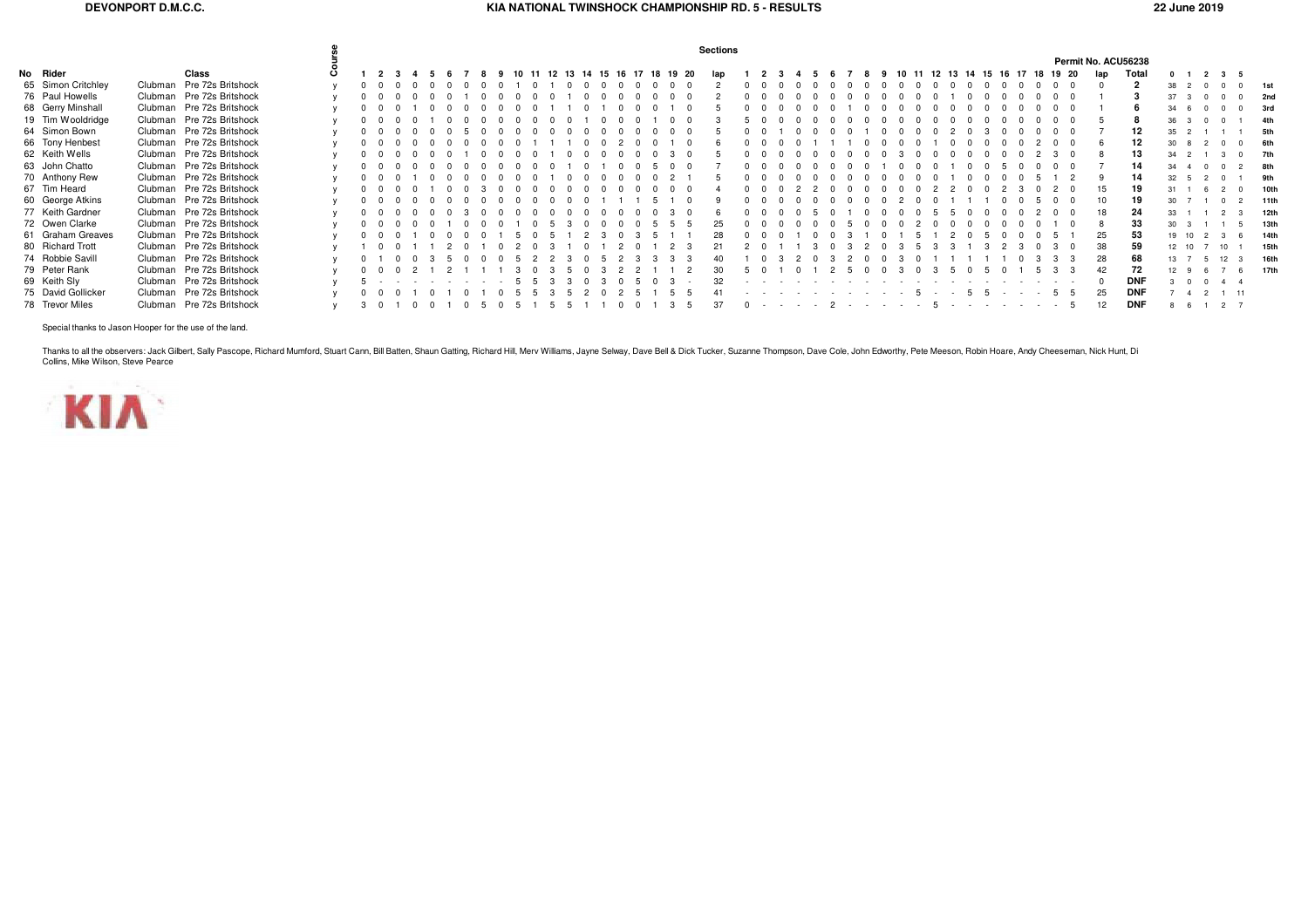**DEVONPORT D.M.C.C.**

**KIA NATIONAL TWINSHOCK CHAMPIONSHIP RD. 5 - RESULTS**

**22 June 2019**

Permit No. ACU56238

| No | Rider | Class | Course | 1 | 2 | 3 | 4 | 5 | 6 | 7 | 8 | 9 | 10 | 11 | 12 | 13 | 14 | 15 | 16 | 17 | 18 | 19 | 20 | lap | 1 | 2 | 3 | 4 | 5 | 6 | 7 | 8 | 9 | 10 | 11 | 12 | 13 | 14 | 15 | 16 | 17 | 18 | 19 | 20 | lap | Total | 0 | 1 | 2 | 3 | 5 | |
|---|---|---|---|---|---|---|---|---|---|---|---|---|---|---|---|---|---|---|---|---|---|---|---|---|---|---|---|---|---|---|---|---|---|---|---|---|---|---|---|---|---|---|---|---|---|---|---|---|---|---|---|---|
| 65 | Simon Critchley | Clubman Pre 72s Britshock | y | 0 | 0 | 0 | 0 | 0 | 0 | 0 | 0 | 0 | 1 | 0 | 1 | 0 | 0 | 0 | 0 | 0 | 0 | 0 | 0 | 2 | 0 | 0 | 0 | 0 | 0 | 0 | 0 | 0 | 0 | 0 | 0 | 0 | 0 | 0 | 0 | 0 | 0 | 0 | 0 | 0 | 0 | 2 | 38 | 2 | 0 | 0 | 0 | 1st |
| 76 | Paul Howells | Clubman Pre 72s Britshock | y | 0 | 0 | 0 | 0 | 0 | 0 | 1 | 0 | 0 | 0 | 0 | 0 | 1 | 0 | 0 | 0 | 0 | 0 | 0 | 0 | 2 | 0 | 0 | 0 | 0 | 0 | 0 | 0 | 0 | 0 | 0 | 0 | 0 | 1 | 0 | 0 | 0 | 0 | 0 | 0 | 0 | 1 | 3 | 37 | 3 | 0 | 0 | 0 | 2nd |
| 68 | Gerry Minshall | Clubman Pre 72s Britshock | y | 0 | 0 | 0 | 1 | 0 | 0 | 0 | 0 | 0 | 0 | 0 | 1 | 1 | 0 | 1 | 0 | 0 | 0 | 1 | 0 | 5 | 0 | 0 | 0 | 0 | 0 | 0 | 0 | 1 | 0 | 0 | 0 | 0 | 0 | 0 | 0 | 0 | 0 | 0 | 0 | 0 | 1 | 6 | 34 | 6 | 0 | 0 | 0 | 3rd |
| 19 | Tim Wooldridge | Clubman Pre 72s Britshock | y | 0 | 0 | 0 | 0 | 1 | 0 | 0 | 0 | 0 | 0 | 0 | 0 | 0 | 1 | 0 | 0 | 0 | 1 | 0 | 0 | 3 | 5 | 0 | 0 | 0 | 0 | 0 | 0 | 0 | 0 | 0 | 0 | 0 | 0 | 0 | 0 | 0 | 0 | 0 | 0 | 0 | 5 | 8 | 36 | 3 | 0 | 0 | 1 | 4th |
| 64 | Simon Bown | Clubman Pre 72s Britshock | y | 0 | 0 | 0 | 0 | 0 | 0 | 5 | 0 | 0 | 0 | 0 | 0 | 0 | 0 | 0 | 0 | 0 | 0 | 0 | 0 | 5 | 0 | 0 | 1 | 0 | 0 | 0 | 0 | 1 | 0 | 0 | 0 | 0 | 2 | 0 | 3 | 0 | 0 | 0 | 0 | 0 | 7 | 12 | 35 | 2 | 1 | 1 | 1 | 5th |
| 66 | Tony Henbest | Clubman Pre 72s Britshock | y | 0 | 0 | 0 | 0 | 0 | 0 | 0 | 0 | 0 | 0 | 1 | 1 | 1 | 0 | 0 | 2 | 0 | 0 | 1 | 0 | 6 | 0 | 0 | 0 | 0 | 1 | 1 | 1 | 0 | 0 | 0 | 0 | 1 | 0 | 0 | 0 | 0 | 0 | 2 | 0 | 0 | 6 | 12 | 30 | 8 | 2 | 0 | 0 | 6th |
| 62 | Keith Wells | Clubman Pre 72s Britshock | y | 0 | 0 | 0 | 0 | 0 | 0 | 1 | 0 | 0 | 0 | 0 | 1 | 0 | 0 | 0 | 0 | 0 | 0 | 3 | 0 | 5 | 0 | 0 | 0 | 0 | 0 | 0 | 0 | 0 | 0 | 3 | 0 | 0 | 0 | 0 | 0 | 0 | 0 | 2 | 3 | 0 | 8 | 13 | 34 | 2 | 1 | 3 | 0 | 7th |
| 63 | John Chatto | Clubman Pre 72s Britshock | y | 0 | 0 | 0 | 0 | 0 | 0 | 0 | 0 | 0 | 0 | 0 | 0 | 1 | 0 | 1 | 0 | 0 | 5 | 0 | 0 | 7 | 0 | 0 | 0 | 0 | 0 | 0 | 0 | 0 | 0 | 1 | 0 | 0 | 0 | 1 | 0 | 0 | 5 | 0 | 0 | 0 | 7 | 14 | 34 | 4 | 0 | 0 | 2 | 8th |
| 70 | Anthony Rew | Clubman Pre 72s Britshock | y | 0 | 0 | 0 | 1 | 0 | 0 | 0 | 0 | 0 | 0 | 0 | 1 | 0 | 0 | 0 | 0 | 0 | 0 | 2 | 1 | 5 | 0 | 0 | 0 | 0 | 0 | 0 | 0 | 0 | 0 | 0 | 0 | 0 | 1 | 0 | 0 | 0 | 0 | 5 | 1 | 2 | 9 | 14 | 32 | 5 | 2 | 0 | 1 | 9th |
| 67 | Tim Heard | Clubman Pre 72s Britshock | y | 0 | 0 | 0 | 0 | 1 | 0 | 0 | 3 | 0 | 0 | 0 | 0 | 0 | 0 | 0 | 0 | 0 | 0 | 0 | 0 | 4 | 0 | 0 | 0 | 2 | 2 | 0 | 0 | 0 | 0 | 0 | 0 | 2 | 2 | 0 | 0 | 2 | 3 | 0 | 2 | 0 | 15 | 19 | 31 | 1 | 6 | 2 | 0 | 10th |
| 60 | George Atkins | Clubman Pre 72s Britshock | y | 0 | 0 | 0 | 0 | 0 | 0 | 0 | 0 | 0 | 0 | 0 | 0 | 0 | 0 | 1 | 1 | 1 | 5 | 1 | 0 | 9 | 0 | 0 | 0 | 0 | 0 | 0 | 0 | 0 | 0 | 2 | 0 | 0 | 1 | 1 | 1 | 0 | 0 | 5 | 0 | 0 | 10 | 19 | 30 | 7 | 1 | 0 | 2 | 11th |
| 77 | Keith Gardner | Clubman Pre 72s Britshock | y | 0 | 0 | 0 | 0 | 0 | 0 | 0 | 3 | 0 | 0 | 0 | 0 | 0 | 0 | 0 | 0 | 0 | 0 | 3 | 0 | 6 | 0 | 0 | 0 | 0 | 5 | 0 | 1 | 0 | 0 | 0 | 0 | 5 | 5 | 0 | 0 | 0 | 0 | 2 | 0 | 0 | 18 | 24 | 33 | 1 | 1 | 2 | 3 | 12th |
| 72 | Owen Clarke | Clubman Pre 72s Britshock | y | 0 | 0 | 0 | 0 | 0 | 1 | 0 | 0 | 0 | 1 | 0 | 5 | 3 | 0 | 0 | 0 | 0 | 5 | 5 | 5 | 25 | 0 | 0 | 0 | 0 | 0 | 0 | 5 | 0 | 0 | 0 | 2 | 0 | 0 | 0 | 0 | 0 | 0 | 0 | 1 | 0 | 8 | 33 | 30 | 3 | 1 | 1 | 5 | 13th |
| 61 | Graham Greaves | Clubman Pre 72s Britshock | y | 0 | 0 | 0 | 1 | 0 | 0 | 0 | 0 | 1 | 5 | 0 | 5 | 1 | 2 | 3 | 0 | 3 | 5 | 1 | 1 | 28 | 0 | 0 | 0 | 1 | 0 | 0 | 3 | 1 | 0 | 1 | 5 | 1 | 2 | 0 | 5 | 0 | 0 | 0 | 5 | 1 | 25 | 53 | 19 | 10 | 2 | 3 | 6 | 14th |
| 80 | Richard Trott | Clubman Pre 72s Britshock | y | 1 | 0 | 0 | 1 | 1 | 2 | 0 | 1 | 0 | 2 | 0 | 3 | 1 | 0 | 1 | 2 | 0 | 1 | 2 | 3 | 21 | 2 | 0 | 1 | 1 | 3 | 0 | 3 | 2 | 0 | 3 | 5 | 3 | 3 | 1 | 3 | 2 | 3 | 0 | 3 | 0 | 38 | 59 | 12 | 10 | 7 | 10 | 1 | 15th |
| 74 | Robbie Savill | Clubman Pre 72s Britshock | y | 0 | 1 | 0 | 0 | 3 | 5 | 0 | 0 | 0 | 5 | 2 | 2 | 3 | 0 | 5 | 2 | 3 | 3 | 3 | 3 | 40 | 1 | 0 | 3 | 2 | 0 | 3 | 2 | 0 | 0 | 3 | 0 | 1 | 1 | 1 | 1 | 1 | 0 | 3 | 3 | 3 | 28 | 68 | 13 | 7 | 5 | 12 | 3 | 16th |
| 79 | Peter Rank | Clubman Pre 72s Britshock | y | 0 | 0 | 0 | 2 | 1 | 2 | 1 | 1 | 1 | 3 | 0 | 3 | 5 | 0 | 3 | 2 | 2 | 1 | 1 | 2 | 30 | 5 | 0 | 1 | 0 | 1 | 2 | 5 | 0 | 0 | 3 | 0 | 3 | 5 | 0 | 5 | 0 | 1 | 5 | 3 | 3 | 42 | 72 | 12 | 9 | 6 | 7 | 6 | 17th |
| 69 | Keith Sly | Clubman Pre 72s Britshock | y | 5 | - | - | - | - | - | - | - | - | 5 | 5 | 3 | 3 | 0 | 3 | 0 | 5 | 0 | 3 | - | 32 | - | - | - | - | - | - | - | - | - | - | - | - | - | - | - | - | - | - | - | - | 0 | DNF | 3 | 0 | 0 | 4 | 4 | |
| 75 | David Gollicker | Clubman Pre 72s Britshock | y | 0 | 0 | 0 | 1 | 0 | 1 | 0 | 1 | 0 | 5 | 5 | 3 | 5 | 2 | 0 | 2 | 5 | 1 | 5 | 5 | 41 | - | - | - | - | - | - | - | - | - | - | 5 | - | - | 5 | 5 | - | - | - | 5 | 5 | 25 | DNF | 7 | 4 | 2 | 1 | 11 | |
| 78 | Trevor Miles | Clubman Pre 72s Britshock | y | 3 | 0 | 1 | 0 | 0 | 1 | 0 | 5 | 0 | 5 | 1 | 5 | 5 | 1 | 1 | 0 | 0 | 1 | 3 | 5 | 37 | 0 | - | - | - | - | 2 | - | - | - | - | - | 5 | - | - | - | - | - | - | - | 5 | 12 | DNF | 8 | 6 | 1 | 2 | 7 | |

Special thanks to Jason Hooper for the use of the land.

Thanks to all the observers: Jack Gilbert, Sally Pascope, Richard Mumford, Stuart Cann, Bill Batten, Shaun Gatting, Richard Hill, Merv Williams, Jayne Selway, Dave Bell & Dick Tucker, Suzanne Thompson, Dave Cole, John Edworthy, Pete Meeson, Robin Hoare, Andy Cheeseman, Nick Hunt, Di Collins, Mike Wilson, Steve Pearce

KIA